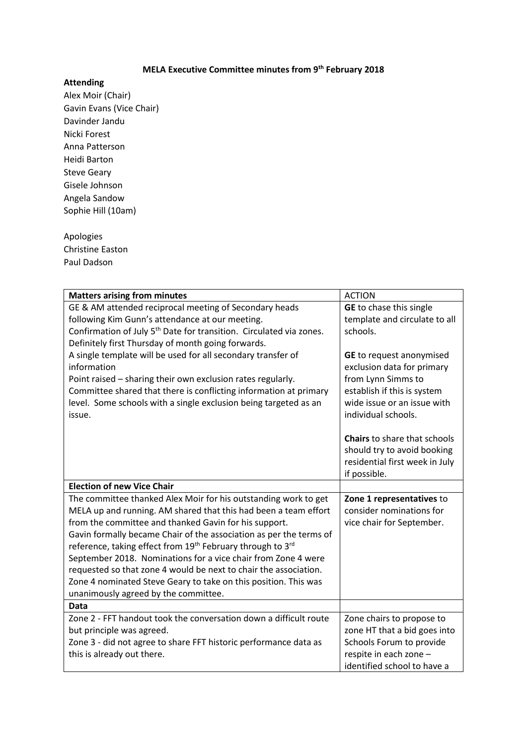**MELA Executive Committee minutes from 9th February 2018**

**Attending**

Alex Moir (Chair)
Gavin Evans (Vice Chair)
Davinder Jandu
Nicki Forest
Anna Patterson
Heidi Barton
Steve Geary
Gisele Johnson
Angela Sandow
Sophie Hill (10am)

Apologies
Christine Easton
Paul Dadson

| **Matters arising from minutes** | ACTION |
|---|---|
| GE & AM attended reciprocal meeting of Secondary heads following Kim Gunn's attendance at our meeting.<br>Confirmation of July 5th Date for transition. Circulated via zones. Definitely first Thursday of month going forwards.<br>A single template will be used for all secondary transfer of information<br>Point raised – sharing their own exclusion rates regularly.<br>Committee shared that there is conflicting information at primary level. Some schools with a single exclusion being targeted as an issue. | **GE** to chase this single template and circulate to all schools.<br><br>**GE** to request anonymised exclusion data for primary from Lynn Simms to establish if this is system wide issue or an issue with individual schools.<br><br>**Chairs** to share that schools should try to avoid booking residential first week in July if possible. |
| **Election of new Vice Chair** | |
| The committee thanked Alex Moir for his outstanding work to get MELA up and running. AM shared that this had been a team effort from the committee and thanked Gavin for his support.<br>Gavin formally became Chair of the association as per the terms of reference, taking effect from 19th February through to 3rd September 2018. Nominations for a vice chair from Zone 4 were requested so that zone 4 would be next to chair the association. Zone 4 nominated Steve Geary to take on this position. This was unanimously agreed by the committee. | **Zone 1 representatives** to consider nominations for vice chair for September. |
| **Data** | |
| Zone 2 - FFT handout took the conversation down a difficult route but principle was agreed.<br>Zone 3 - did not agree to share FFT historic performance data as this is already out there. | Zone chairs to propose to zone HT that a bid goes into Schools Forum to provide respite in each zone – identified school to have a |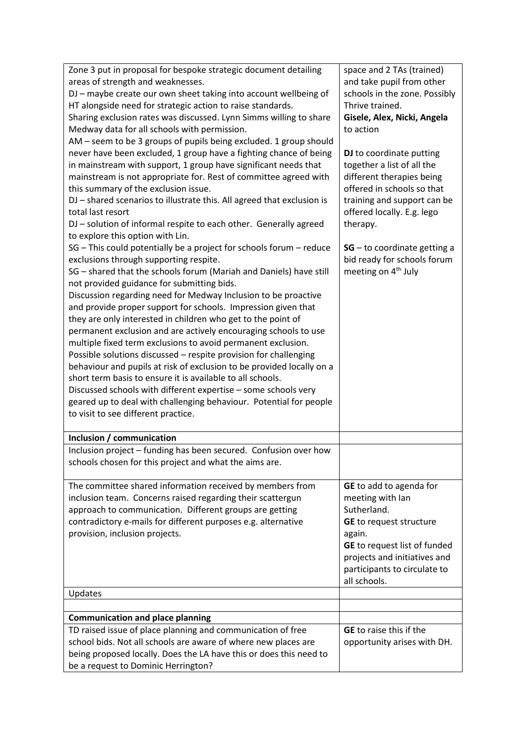| | |
|---|---|
| Zone 3 put in proposal for bespoke strategic document detailing areas of strength and weaknesses.<br>DJ – maybe create our own sheet taking into account wellbeing of HT alongside need for strategic action to raise standards.<br>Sharing exclusion rates was discussed. Lynn Simms willing to share Medway data for all schools with permission.<br>AM – seem to be 3 groups of pupils being excluded. 1 group should never have been excluded, 1 group have a fighting chance of being in mainstream with support, 1 group have significant needs that mainstream is not appropriate for. Rest of committee agreed with this summary of the exclusion issue.<br>DJ – shared scenarios to illustrate this. All agreed that exclusion is total last resort<br>DJ – solution of informal respite to each other. Generally agreed to explore this option with Lin.<br>SG – This could potentially be a project for schools forum – reduce exclusions through supporting respite.<br>SG – shared that the schools forum (Mariah and Daniels) have still not provided guidance for submitting bids.<br>Discussion regarding need for Medway Inclusion to be proactive and provide proper support for schools. Impression given that they are only interested in children who get to the point of permanent exclusion and are actively encouraging schools to use multiple fixed term exclusions to avoid permanent exclusion.<br>Possible solutions discussed – respite provision for challenging behaviour and pupils at risk of exclusion to be provided locally on a short term basis to ensure it is available to all schools.<br>Discussed schools with different expertise – some schools very geared up to deal with challenging behaviour. Potential for people to visit to see different practice. | space and 2 TAs (trained) and take pupil from other schools in the zone. Possibly Thrive trained.<br>**Gisele, Alex, Nicki, Angela** to action<br><br>**DJ** to coordinate putting together a list of all the different therapies being offered in schools so that training and support can be offered locally. E.g. lego therapy.<br><br>**SG** – to coordinate getting a bid ready for schools forum meeting on 4th July |
| **Inclusion / communication** | |
| Inclusion project – funding has been secured. Confusion over how schools chosen for this project and what the aims are. | |
| The committee shared information received by members from inclusion team. Concerns raised regarding their scattergun approach to communication. Different groups are getting contradictory e-mails for different purposes e.g. alternative provision, inclusion projects. | **GE** to add to agenda for meeting with Ian Sutherland.<br>**GE** to request structure again.<br>**GE** to request list of funded projects and initiatives and participants to circulate to all schools. |
| Updates | |
| | |
| **Communication and place planning** | |
| TD raised issue of place planning and communication of free school bids. Not all schools are aware of where new places are being proposed locally. Does the LA have this or does this need to be a request to Dominic Herrington? | **GE** to raise this if the opportunity arises with DH. |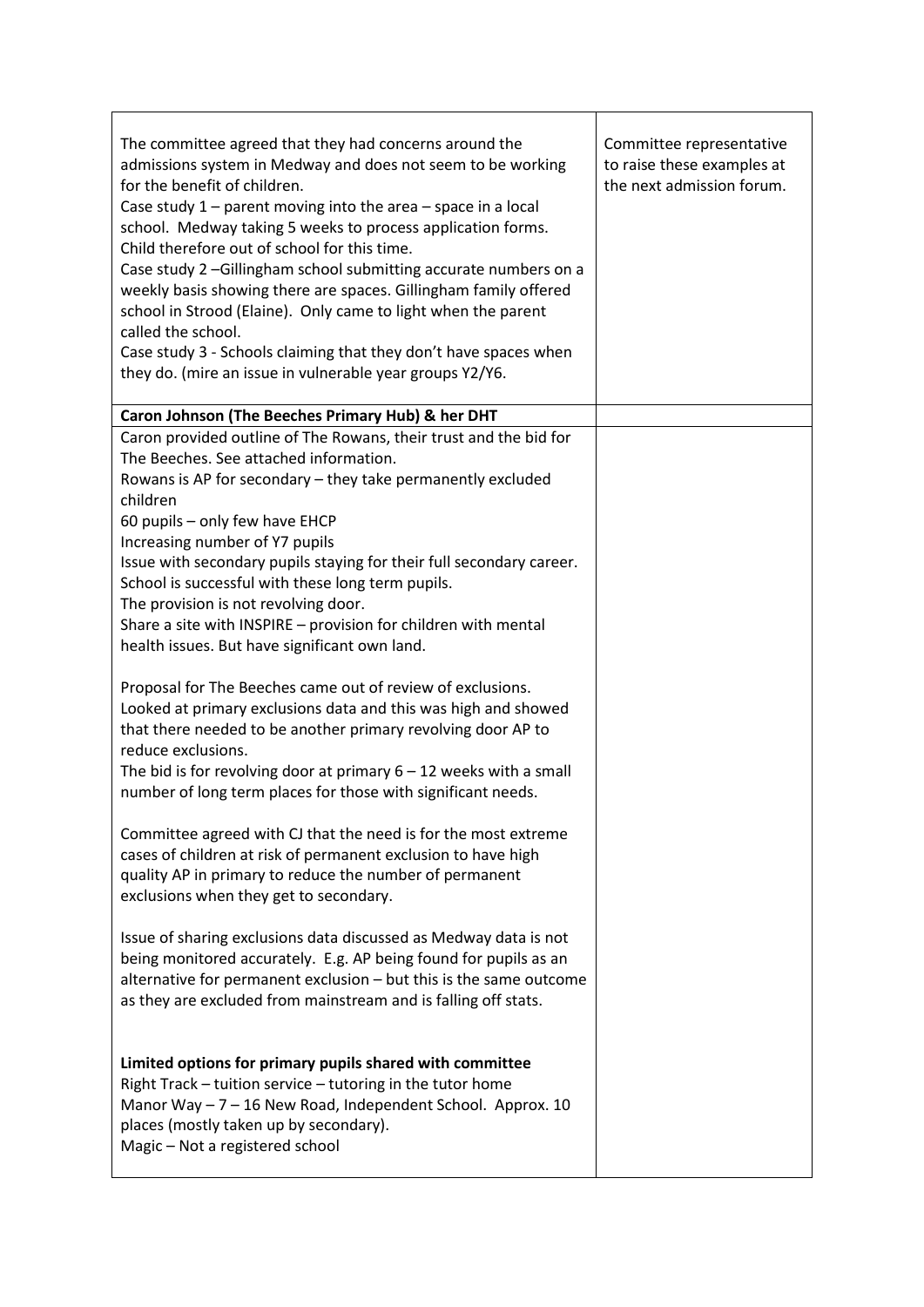| | |
|---|---|
| The committee agreed that they had concerns around the admissions system in Medway and does not seem to be working for the benefit of children.<br>Case study 1 – parent moving into the area – space in a local school. Medway taking 5 weeks to process application forms. Child therefore out of school for this time.<br>Case study 2 –Gillingham school submitting accurate numbers on a weekly basis showing there are spaces. Gillingham family offered school in Strood (Elaine). Only came to light when the parent called the school.<br>Case study 3 - Schools claiming that they don't have spaces when they do. (mire an issue in vulnerable year groups Y2/Y6. | Committee representative to raise these examples at the next admission forum. |
| **Caron Johnson (The Beeches Primary Hub) & her DHT** | |
| Caron provided outline of The Rowans, their trust and the bid for The Beeches. See attached information.<br>Rowans is AP for secondary – they take permanently excluded children<br>60 pupils – only few have EHCP<br>Increasing number of Y7 pupils<br>Issue with secondary pupils staying for their full secondary career. School is successful with these long term pupils.<br>The provision is not revolving door.<br>Share a site with INSPIRE – provision for children with mental health issues. But have significant own land.<br><br>Proposal for The Beeches came out of review of exclusions. Looked at primary exclusions data and this was high and showed that there needed to be another primary revolving door AP to reduce exclusions.<br>The bid is for revolving door at primary 6 – 12 weeks with a small number of long term places for those with significant needs.<br><br>Committee agreed with CJ that the need is for the most extreme cases of children at risk of permanent exclusion to have high quality AP in primary to reduce the number of permanent exclusions when they get to secondary.<br><br>Issue of sharing exclusions data discussed as Medway data is not being monitored accurately. E.g. AP being found for pupils as an alternative for permanent exclusion – but this is the same outcome as they are excluded from mainstream and is falling off stats.<br><br>**Limited options for primary pupils shared with committee**<br>Right Track – tuition service – tutoring in the tutor home<br>Manor Way – 7 – 16 New Road, Independent School. Approx. 10 places (mostly taken up by secondary).<br>Magic – Not a registered school | |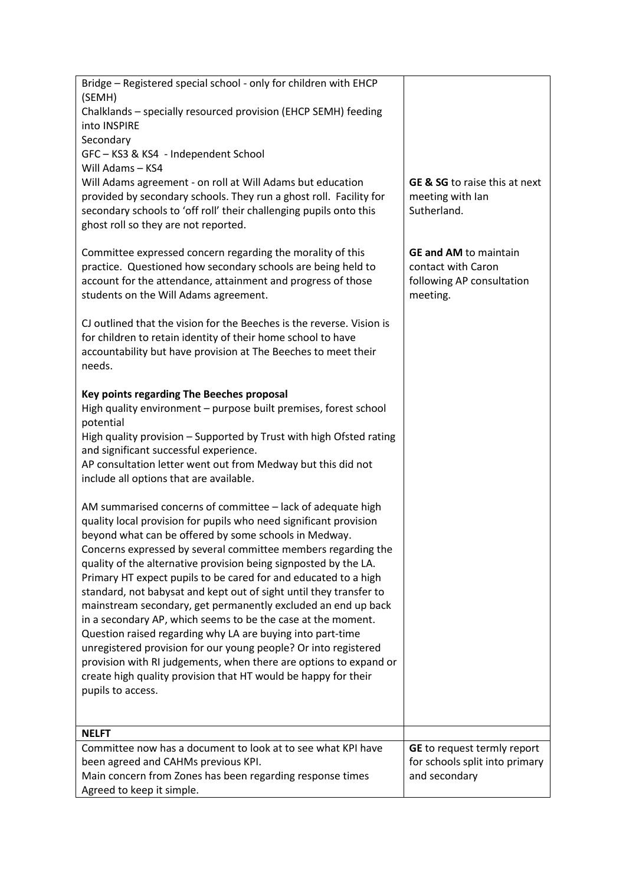| | |
|---|---|
| Bridge – Registered special school - only for children with EHCP (SEMH)<br>Chalklands – specially resourced provision (EHCP SEMH) feeding into INSPIRE<br>Secondary<br>GFC – KS3 & KS4 - Independent School<br>Will Adams – KS4<br>Will Adams agreement - on roll at Will Adams but education provided by secondary schools. They run a ghost roll. Facility for secondary schools to 'off roll' their challenging pupils onto this ghost roll so they are not reported.<br><br>Committee expressed concern regarding the morality of this practice. Questioned how secondary schools are being held to account for the attendance, attainment and progress of those students on the Will Adams agreement.<br><br>CJ outlined that the vision for the Beeches is the reverse. Vision is for children to retain identity of their home school to have accountability but have provision at The Beeches to meet their needs.<br><br>**Key points regarding The Beeches proposal**<br>High quality environment – purpose built premises, forest school potential<br>High quality provision – Supported by Trust with high Ofsted rating and significant successful experience.<br>AP consultation letter went out from Medway but this did not include all options that are available.<br><br>AM summarised concerns of committee – lack of adequate high quality local provision for pupils who need significant provision beyond what can be offered by some schools in Medway. Concerns expressed by several committee members regarding the quality of the alternative provision being signposted by the LA. Primary HT expect pupils to be cared for and educated to a high standard, not babysat and kept out of sight until they transfer to mainstream secondary, get permanently excluded an end up back in a secondary AP, which seems to be the case at the moment. Question raised regarding why LA are buying into part-time unregistered provision for our young people? Or into registered provision with RI judgements, when there are options to expand or create high quality provision that HT would be happy for their pupils to access. | **GE & SG** to raise this at next meeting with Ian Sutherland.<br><br>**GE and AM** to maintain contact with Caron following AP consultation meeting. |
| **NELFT**<br>Committee now has a document to look at to see what KPI have been agreed and CAHMs previous KPI.<br>Main concern from Zones has been regarding response times<br>Agreed to keep it simple. | **GE** to request termly report for schools split into primary and secondary |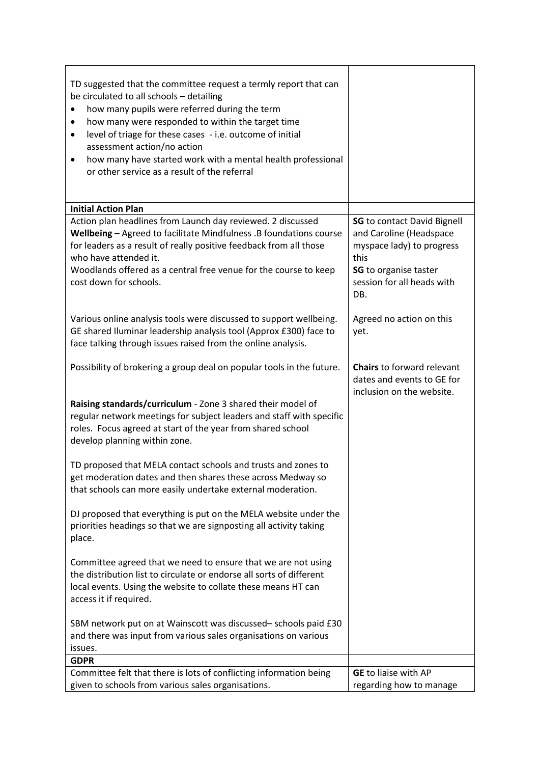| | |
|---|---|
| TD suggested that the committee request a termly report that can be circulated to all schools – detailing<br>• how many pupils were referred during the term<br>• how many were responded to within the target time<br>• level of triage for these cases - i.e. outcome of initial assessment action/no action<br>• how many have started work with a mental health professional or other service as a result of the referral | |
| **Initial Action Plan** | |
| Action plan headlines from Launch day reviewed. 2 discussed<br>**Wellbeing** – Agreed to facilitate Mindfulness .B foundations course for leaders as a result of really positive feedback from all those who have attended it.<br>Woodlands offered as a central free venue for the course to keep cost down for schools.<br><br>Various online analysis tools were discussed to support wellbeing. GE shared Iluminar leadership analysis tool (Approx £300) face to face talking through issues raised from the online analysis.<br><br>Possibility of brokering a group deal on popular tools in the future.<br><br>**Raising standards/curriculum** - Zone 3 shared their model of regular network meetings for subject leaders and staff with specific roles. Focus agreed at start of the year from shared school develop planning within zone.<br><br>TD proposed that MELA contact schools and trusts and zones to get moderation dates and then shares these across Medway so that schools can more easily undertake external moderation.<br><br>DJ proposed that everything is put on the MELA website under the priorities headings so that we are signposting all activity taking place.<br><br>Committee agreed that we need to ensure that we are not using the distribution list to circulate or endorse all sorts of different local events. Using the website to collate these means HT can access it if required.<br><br>SBM network put on at Wainscott was discussed– schools paid £30 and there was input from various sales organisations on various issues. | **SG** to contact David Bignell and Caroline (Headspace myspace lady) to progress this<br>**SG** to organise taster session for all heads with DB.<br><br>Agreed no action on this yet.<br><br>**Chairs** to forward relevant dates and events to GE for inclusion on the website. |
| **GDPR** | |
| Committee felt that there is lots of conflicting information being given to schools from various sales organisations. | **GE** to liaise with AP regarding how to manage |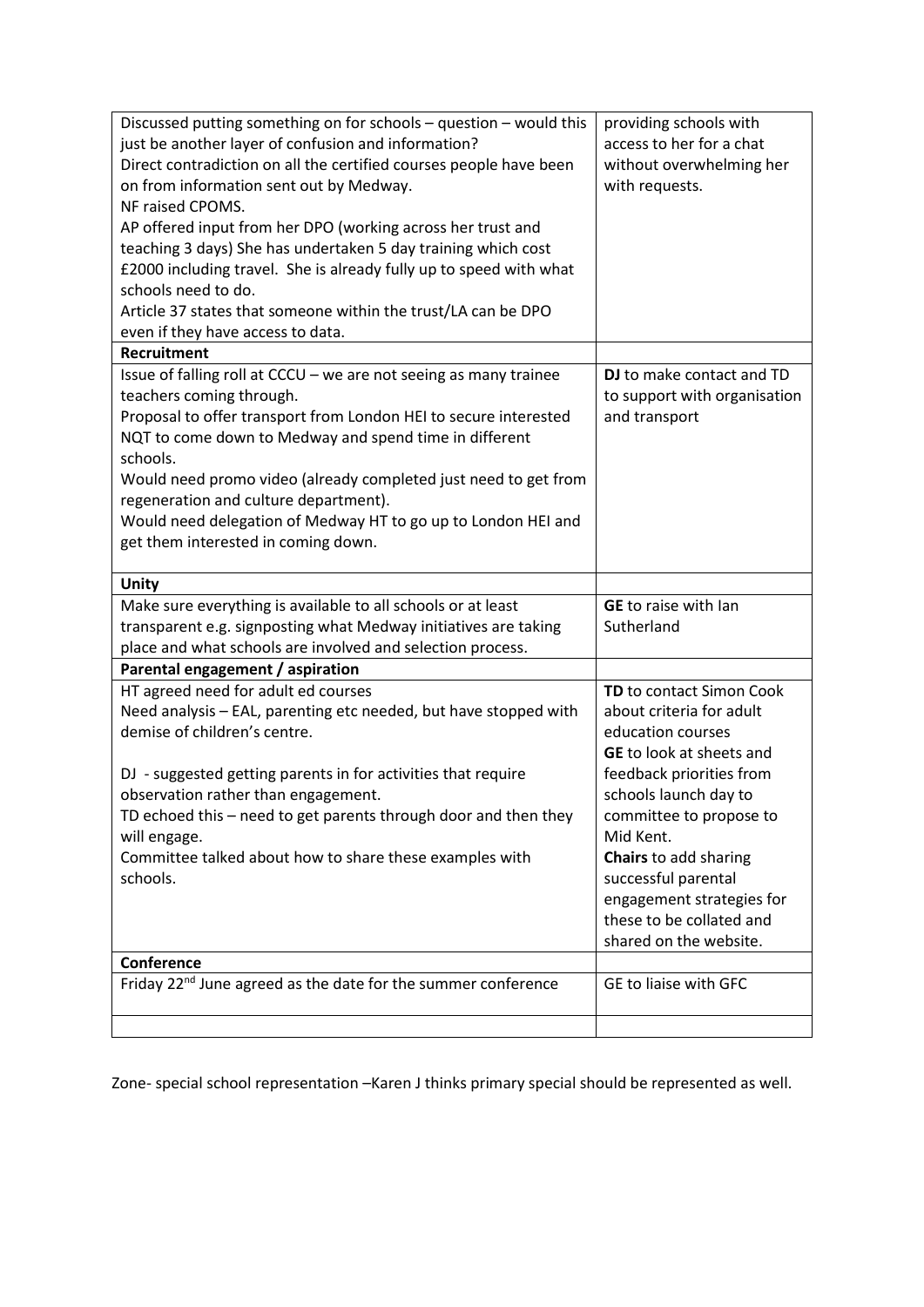| | |
|---|---|
| Discussed putting something on for schools – question – would this just be another layer of confusion and information?<br>Direct contradiction on all the certified courses people have been on from information sent out by Medway.<br>NF raised CPOMS.<br>AP offered input from her DPO (working across her trust and teaching 3 days) She has undertaken 5 day training which cost £2000 including travel. She is already fully up to speed with what schools need to do.<br>Article 37 states that someone within the trust/LA can be DPO even if they have access to data. | providing schools with access to her for a chat without overwhelming her with requests. |
| **Recruitment** | |
| Issue of falling roll at CCCU – we are not seeing as many trainee teachers coming through.<br>Proposal to offer transport from London HEI to secure interested NQT to come down to Medway and spend time in different schools.<br>Would need promo video (already completed just need to get from regeneration and culture department).<br>Would need delegation of Medway HT to go up to London HEI and get them interested in coming down. | **DJ** to make contact and TD to support with organisation and transport |
| **Unity** | |
| Make sure everything is available to all schools or at least transparent e.g. signposting what Medway initiatives are taking place and what schools are involved and selection process. | **GE** to raise with Ian Sutherland |
| **Parental engagement / aspiration** | |
| HT agreed need for adult ed courses<br>Need analysis – EAL, parenting etc needed, but have stopped with demise of children's centre.<br><br>DJ - suggested getting parents in for activities that require observation rather than engagement.<br>TD echoed this – need to get parents through door and then they will engage.<br>Committee talked about how to share these examples with schools. | **TD** to contact Simon Cook about criteria for adult education courses<br>**GE** to look at sheets and feedback priorities from schools launch day to committee to propose to Mid Kent.<br>**Chairs** to add sharing successful parental engagement strategies for these to be collated and shared on the website. |
| **Conference** | |
| Friday 22nd June agreed as the date for the summer conference | GE to liaise with GFC |
| | |

Zone- special school representation –Karen J thinks primary special should be represented as well.